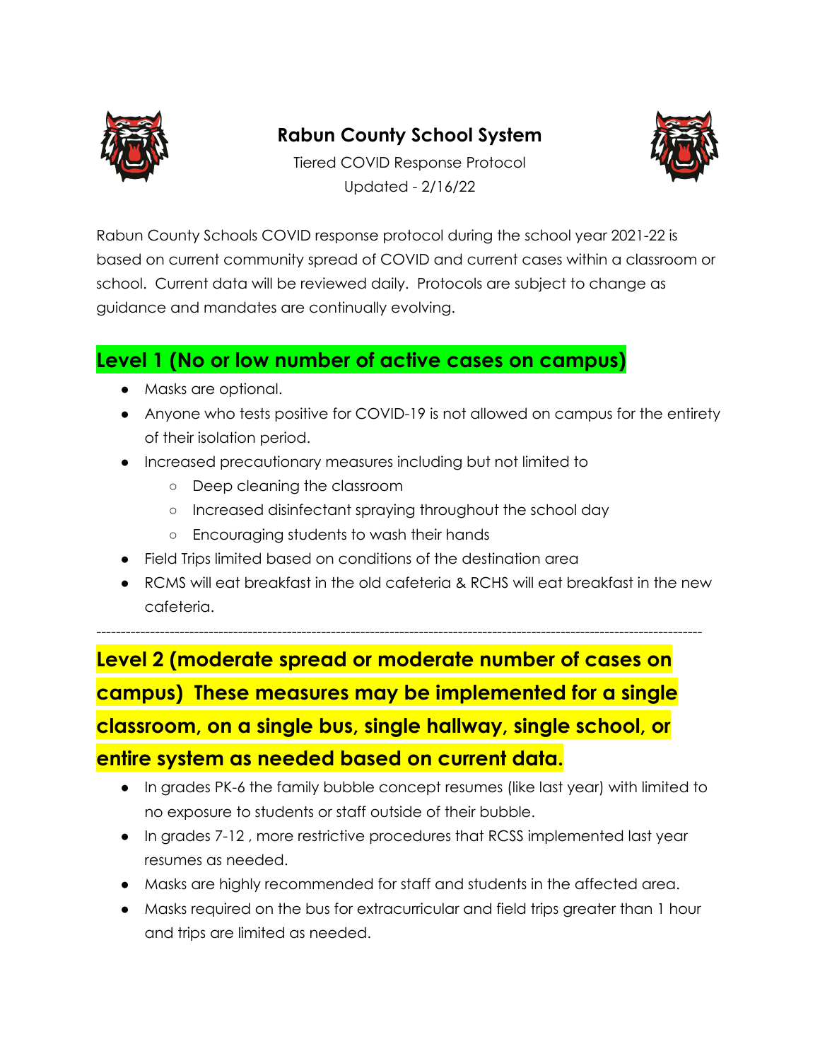# Rabun County School System

Tiered COVID Response Protocol
Updated - 2/16/22

Rabun County Schools COVID response protocol during the school year 2021-22 is based on current community spread of COVID and current cases within a classroom or school. Current data will be reviewed daily. Protocols are subject to change as guidance and mandates are continually evolving.

## Level 1 (No or low number of active cases on campus)

- Masks are optional.
- Anyone who tests positive for COVID-19 is not allowed on campus for the entirety of their isolation period.
- Increased precautionary measures including but not limited to
  - Deep cleaning the classroom
  - Increased disinfectant spraying throughout the school day
  - Encouraging students to wash their hands
- Field Trips limited based on conditions of the destination area
- RCMS will eat breakfast in the old cafeteria & RCHS will eat breakfast in the new cafeteria.

---

## Level 2 (moderate spread or moderate number of cases on campus) These measures may be implemented for a single classroom, on a single bus, single hallway, single school, or entire system as needed based on current data.

- In grades PK-6 the family bubble concept resumes (like last year) with limited to no exposure to students or staff outside of their bubble.
- In grades 7-12 , more restrictive procedures that RCSS implemented last year resumes as needed.
- Masks are highly recommended for staff and students in the affected area.
- Masks required on the bus for extracurricular and field trips greater than 1 hour and trips are limited as needed.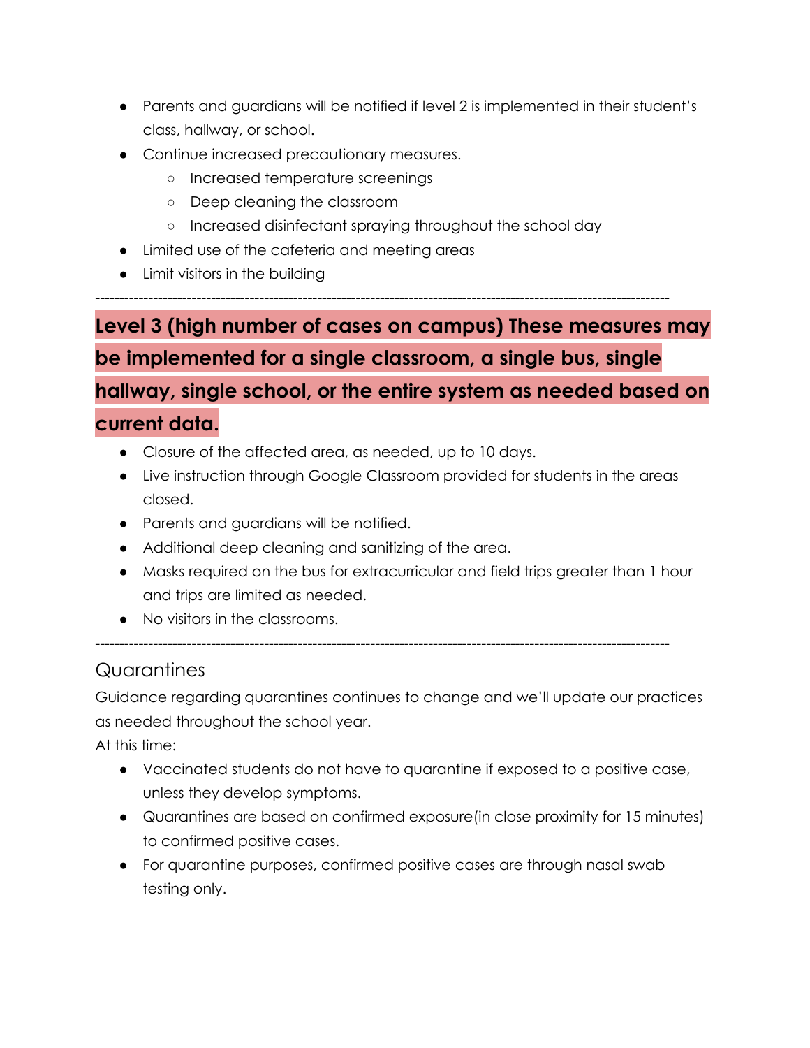- Parents and guardians will be notified if level 2 is implemented in their student's class, hallway, or school.
- Continue increased precautionary measures.
    - Increased temperature screenings
    - Deep cleaning the classroom
    - Increased disinfectant spraying throughout the school day
- Limited use of the cafeteria and meeting areas
- Limit visitors in the building

---

## Level 3 (high number of cases on campus) These measures may be implemented for a single classroom, a single bus, single hallway, single school, or the entire system as needed based on current data.

- Closure of the affected area, as needed, up to 10 days.
- Live instruction through Google Classroom provided for students in the areas closed.
- Parents and guardians will be notified.
- Additional deep cleaning and sanitizing of the area.
- Masks required on the bus for extracurricular and field trips greater than 1 hour and trips are limited as needed.
- No visitors in the classrooms.

---

## Quarantines

Guidance regarding quarantines continues to change and we'll update our practices as needed throughout the school year.

At this time:

- Vaccinated students do not have to quarantine if exposed to a positive case, unless they develop symptoms.
- Quarantines are based on confirmed exposure(in close proximity for 15 minutes) to confirmed positive cases.
- For quarantine purposes, confirmed positive cases are through nasal swab testing only.